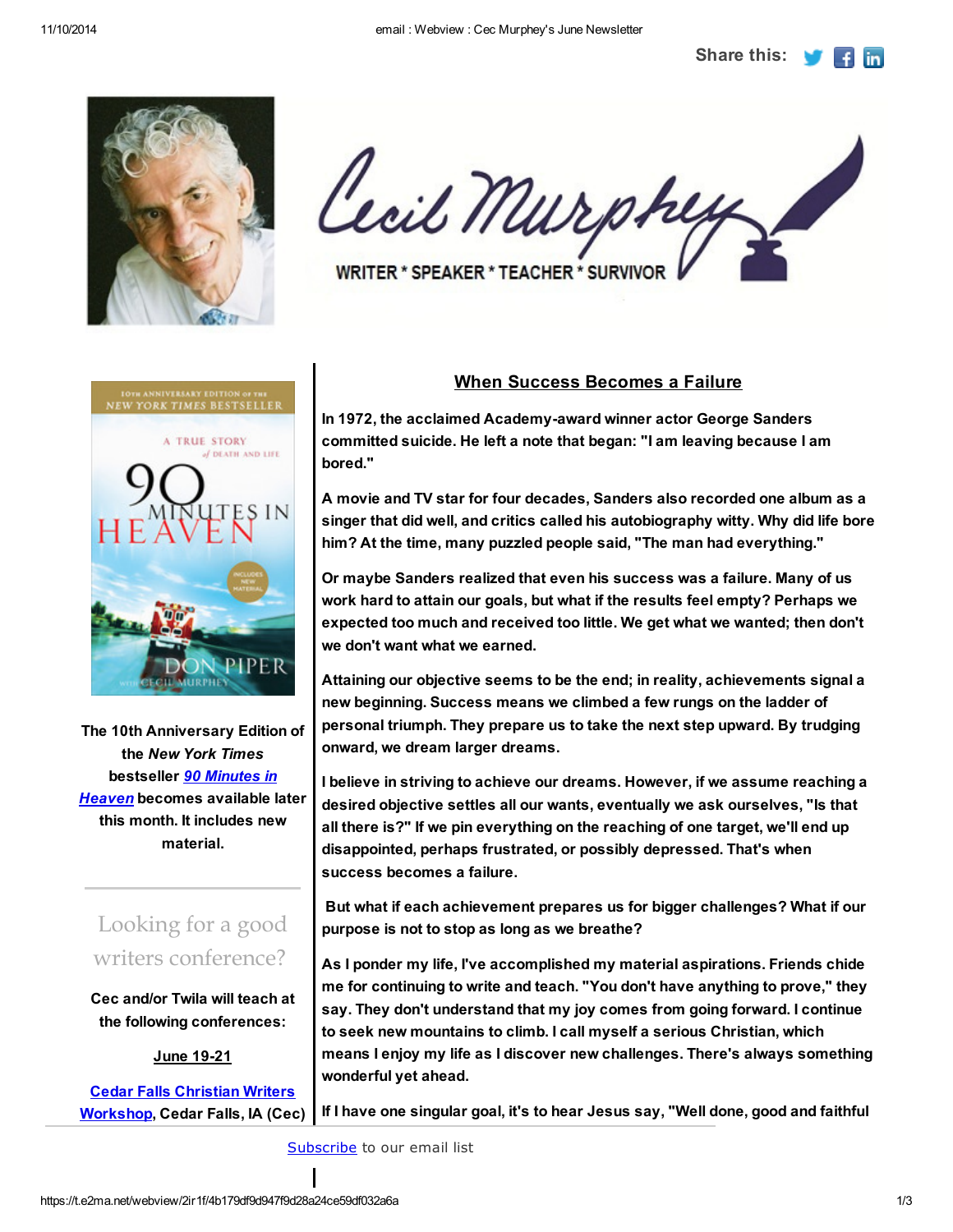Share this:

Cecil Murphey

WRITER * SPEAKER * TEACHER * SURVIVOR

## When Success Becomes a Failure

**In 1972, the acclaimed Academy-award winner actor George Sanders committed suicide. He left a note that began: "I am leaving because I am bored."**

**A movie and TV star for four decades, Sanders also recorded one album as a singer that did well, and critics called his autobiography witty. Why did life bore him? At the time, many puzzled people said, "The man had everything."**

**Or maybe Sanders realized that even his success was a failure. Many of us work hard to attain our goals, but what if the results feel empty? Perhaps we expected too much and received too little. We get what we wanted; then don't we don't want what we earned.**

**Attaining our objective seems to be the end; in reality, achievements signal a new beginning. Success means we climbed a few rungs on the ladder of personal triumph. They prepare us to take the next step upward. By trudging onward, we dream larger dreams.**

**I believe in striving to achieve our dreams. However, if we assume reaching a desired objective settles all our wants, eventually we ask ourselves, "Is that all there is?" If we pin everything on the reaching of one target, we'll end up disappointed, perhaps frustrated, or possibly depressed. That's when success becomes a failure.**

**But what if each achievement prepares us for bigger challenges? What if our purpose is not to stop as long as we breathe?**

**As I ponder my life, I've accomplished my material aspirations. Friends chide me for continuing to write and teach. "You don't have anything to prove," they say. They don't understand that my joy comes from going forward. I continue to seek new mountains to climb. I call myself a serious Christian, which means I enjoy my life as I discover new challenges. There's always something wonderful yet ahead.**

**If I have one singular goal, it's to hear Jesus say, "Well done, good and faithful**

---

**The 10th Anniversary Edition of the *New York Times* bestseller *90 Minutes in Heaven* becomes available later this month. It includes new material.**

---

Looking for a good writers conference?

**Cec and/or Twila will teach at the following conferences:**

**June 19-21**

**Cedar Falls Christian Writers Workshop, Cedar Falls, IA (Cec)**

Subscribe to our email list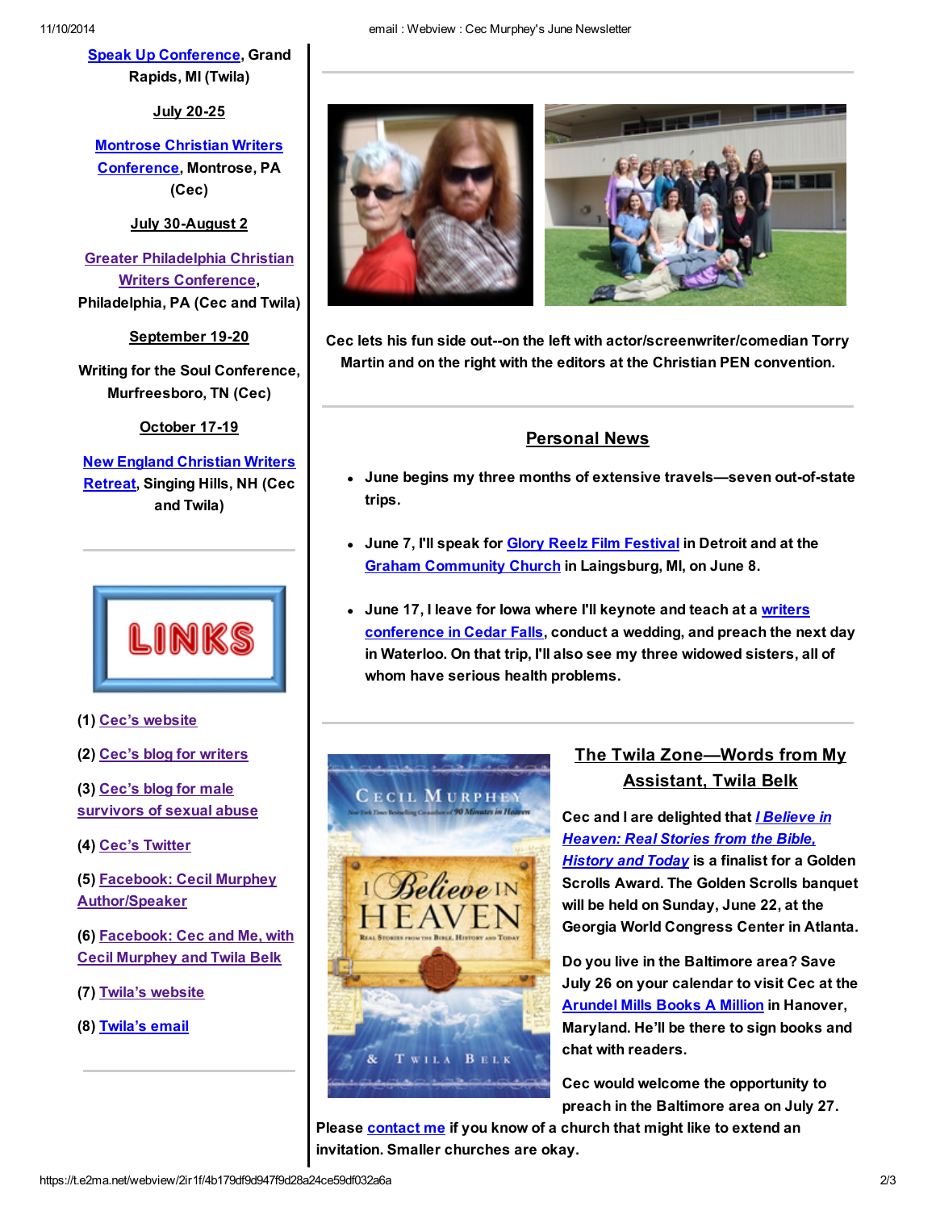**Speak Up Conference**, Grand Rapids, MI (Twila)

**July 20-25**

**Montrose Christian Writers Conference**, Montrose, PA (Cec)

**July 30-August 2**

**Greater Philadelphia Christian Writers Conference**, Philadelphia, PA (Cec and Twila)

**September 19-20**

**Writing for the Soul Conference, Murfreesboro, TN (Cec)**

**October 17-19**

**New England Christian Writers Retreat**, Singing Hills, NH (Cec and Twila)

**LINKS**

**(1) Cec's website**

**(2) Cec's blog for writers**

**(3) Cec's blog for male survivors of sexual abuse**

**(4) Cec's Twitter**

**(5) Facebook: Cecil Murphey Author/Speaker**

**(6) Facebook: Cec and Me, with Cecil Murphey and Twila Belk**

**(7) Twila's website**

**(8) Twila's email**

**Cec lets his fun side out--on the left with actor/screenwriter/comedian Torry Martin and on the right with the editors at the Christian PEN convention.**

## Personal News

- **June begins my three months of extensive travels—seven out-of-state trips.**
- **June 7, I'll speak for Glory Reelz Film Festival in Detroit and at the Graham Community Church in Laingsburg, MI, on June 8.**
- **June 17, I leave for Iowa where I'll keynote and teach at a writers conference in Cedar Falls, conduct a wedding, and preach the next day in Waterloo. On that trip, I'll also see my three widowed sisters, all of whom have serious health problems.**

## The Twila Zone—Words from My Assistant, Twila Belk

**Cec and I are delighted that *I Believe in Heaven: Real Stories from the Bible, History and Today* is a finalist for a Golden Scrolls Award. The Golden Scrolls banquet will be held on Sunday, June 22, at the Georgia World Congress Center in Atlanta.**

**Do you live in the Baltimore area? Save July 26 on your calendar to visit Cec at the Arundel Mills Books A Million in Hanover, Maryland. He'll be there to sign books and chat with readers.**

**Cec would welcome the opportunity to preach in the Baltimore area on July 27. Please contact me if you know of a church that might like to extend an invitation. Smaller churches are okay.**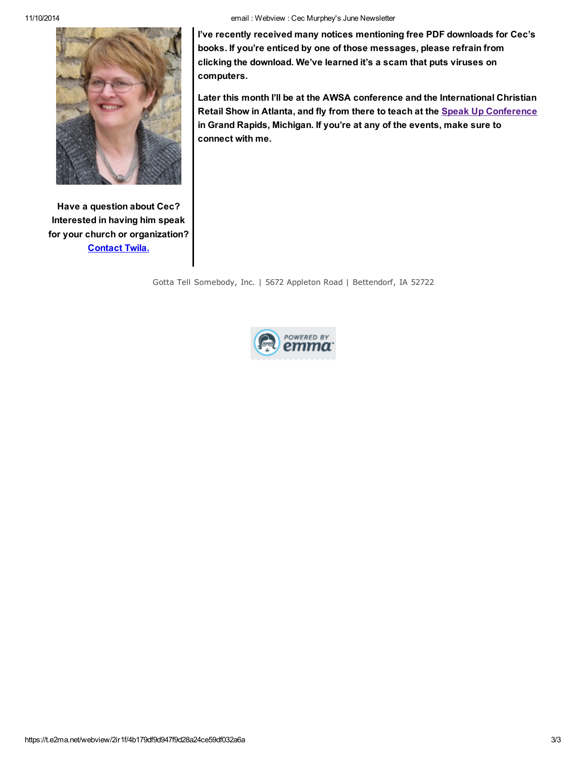**I've recently received many notices mentioning free PDF downloads for Cec's books. If you're enticed by one of those messages, please refrain from clicking the download. We've learned it's a scam that puts viruses on computers.**

**Later this month I'll be at the AWSA conference and the International Christian Retail Show in Atlanta, and fly from there to teach at the Speak Up Conference in Grand Rapids, Michigan. If you're at any of the events, make sure to connect with me.**

**Have a question about Cec? Interested in having him speak for your church or organization? Contact Twila.**

Gotta Tell Somebody, Inc. | 5672 Appleton Road | Bettendorf, IA 52722

POWERED BY emma